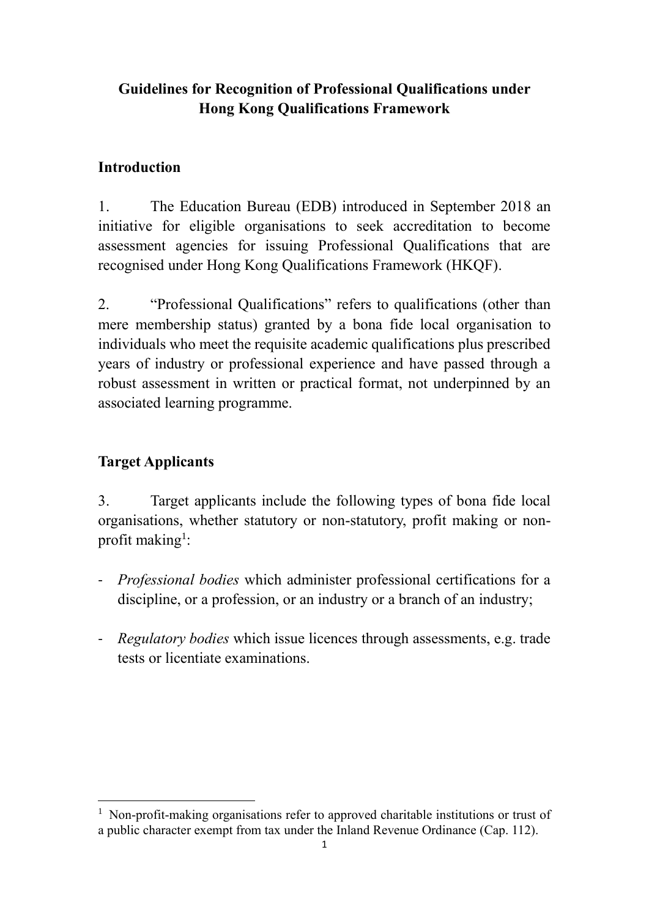# Guidelines for Recognition of Professional Qualifications under Hong Kong Qualifications Framework

## Introduction

1. The Education Bureau (EDB) introduced in September 2018 an initiative for eligible organisations to seek accreditation to become assessment agencies for issuing Professional Qualifications that are recognised under Hong Kong Qualifications Framework (HKQF).

2. "Professional Qualifications" refers to qualifications (other than mere membership status) granted by a bona fide local organisation to individuals who meet the requisite academic qualifications plus prescribed years of industry or professional experience and have passed through a robust assessment in written or practical format, not underpinned by an associated learning programme.

## Target Applicants

3. Target applicants include the following types of bona fide local organisations, whether statutory or non-statutory, profit making or non-profit making[1]:

- *Professional bodies* which administer professional certifications for a discipline, or a profession, or an industry or a branch of an industry;

- *Regulatory bodies* which issue licences through assessments, e.g. trade tests or licentiate examinations.

---

[1] Non-profit-making organisations refer to approved charitable institutions or trust of a public character exempt from tax under the Inland Revenue Ordinance (Cap. 112).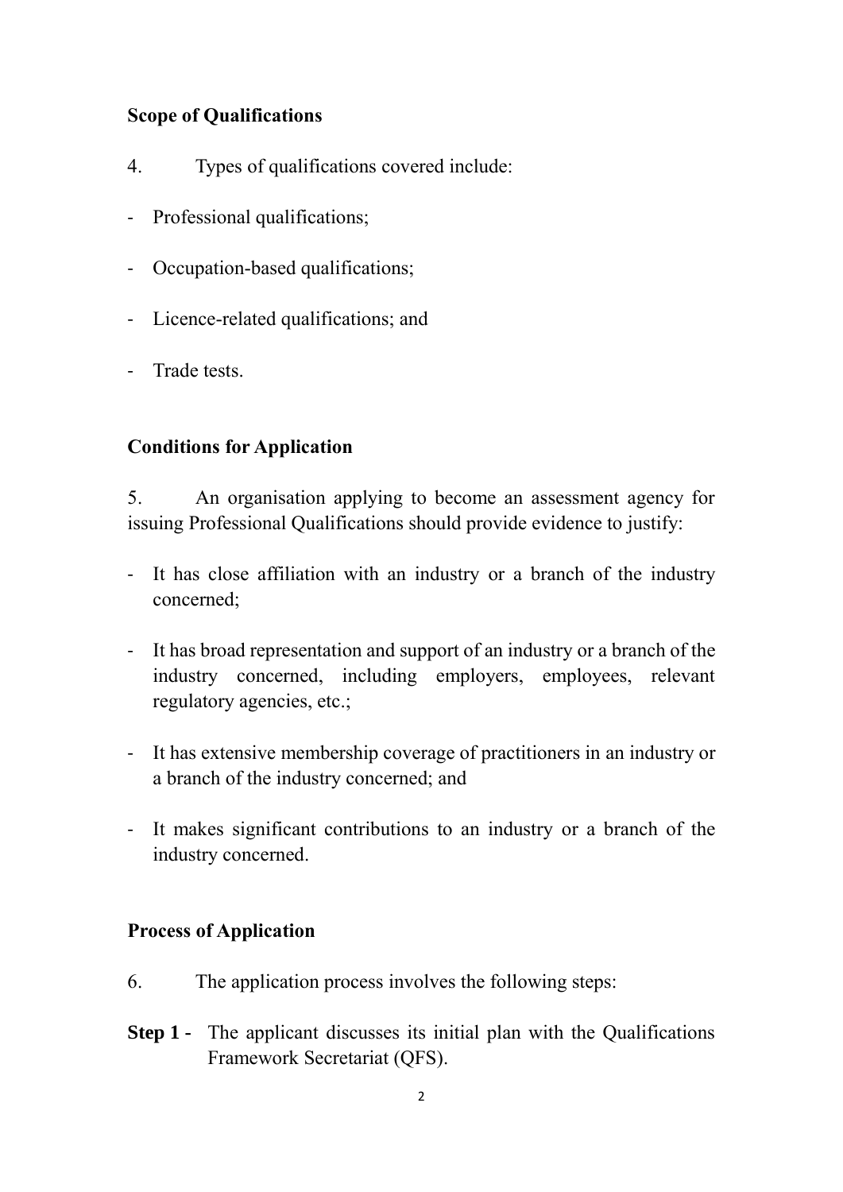**Scope of Qualifications**

4. Types of qualifications covered include:

- Professional qualifications;
- Occupation-based qualifications;
- Licence-related qualifications; and
- Trade tests.

**Conditions for Application**

5. An organisation applying to become an assessment agency for issuing Professional Qualifications should provide evidence to justify:

- It has close affiliation with an industry or a branch of the industry concerned;
- It has broad representation and support of an industry or a branch of the industry concerned, including employers, employees, relevant regulatory agencies, etc.;
- It has extensive membership coverage of practitioners in an industry or a branch of the industry concerned; and
- It makes significant contributions to an industry or a branch of the industry concerned.

**Process of Application**

6. The application process involves the following steps:

**Step 1 -** The applicant discusses its initial plan with the Qualifications Framework Secretariat (QFS).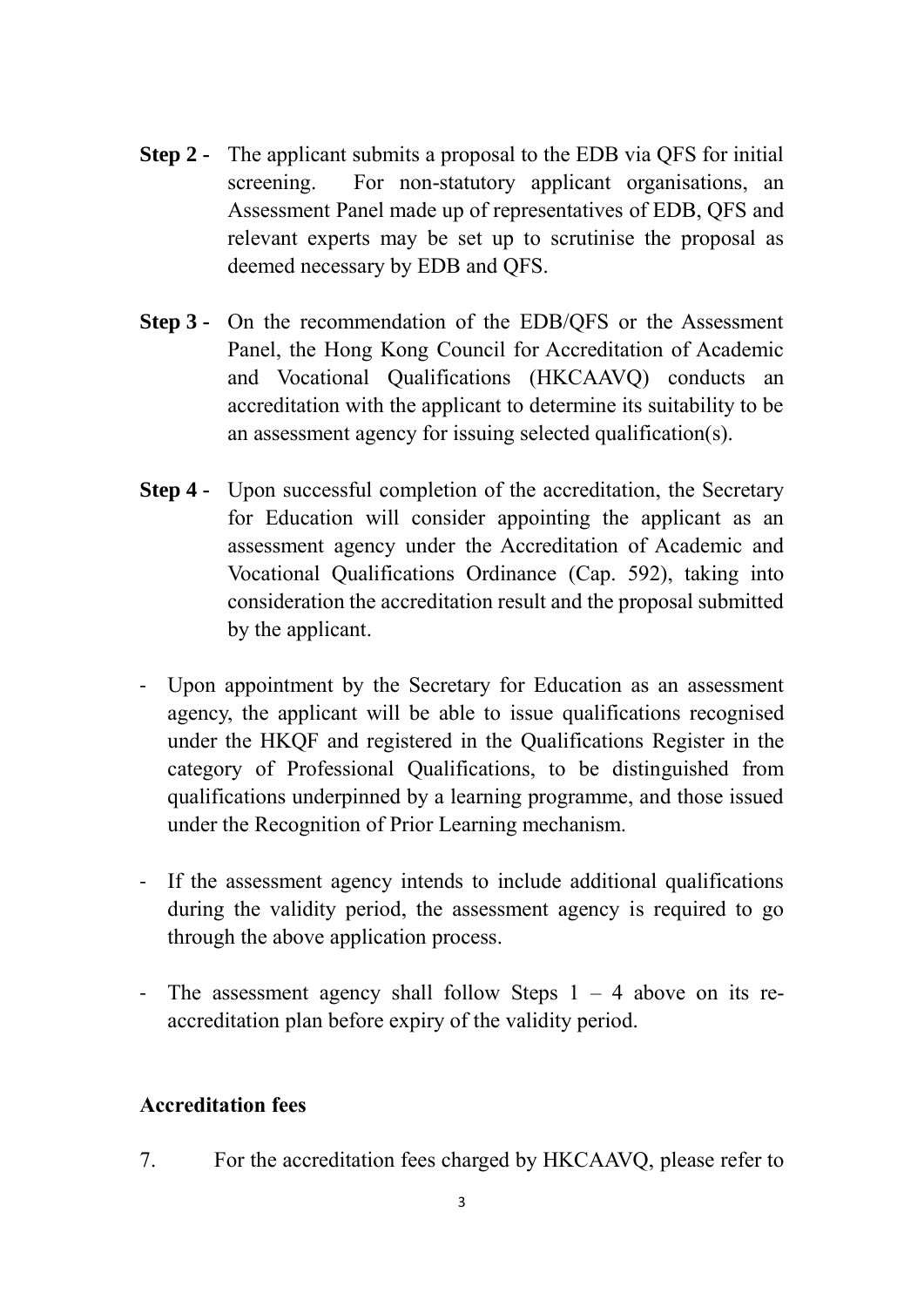**Step 2 -** The applicant submits a proposal to the EDB via QFS for initial screening. For non-statutory applicant organisations, an Assessment Panel made up of representatives of EDB, QFS and relevant experts may be set up to scrutinise the proposal as deemed necessary by EDB and QFS.

**Step 3 -** On the recommendation of the EDB/QFS or the Assessment Panel, the Hong Kong Council for Accreditation of Academic and Vocational Qualifications (HKCAAVQ) conducts an accreditation with the applicant to determine its suitability to be an assessment agency for issuing selected qualification(s).

**Step 4 -** Upon successful completion of the accreditation, the Secretary for Education will consider appointing the applicant as an assessment agency under the Accreditation of Academic and Vocational Qualifications Ordinance (Cap. 592), taking into consideration the accreditation result and the proposal submitted by the applicant.

- Upon appointment by the Secretary for Education as an assessment agency, the applicant will be able to issue qualifications recognised under the HKQF and registered in the Qualifications Register in the category of Professional Qualifications, to be distinguished from qualifications underpinned by a learning programme, and those issued under the Recognition of Prior Learning mechanism.

- If the assessment agency intends to include additional qualifications during the validity period, the assessment agency is required to go through the above application process.

- The assessment agency shall follow Steps 1 – 4 above on its re-accreditation plan before expiry of the validity period.

**Accreditation fees**

7. For the accreditation fees charged by HKCAAVQ, please refer to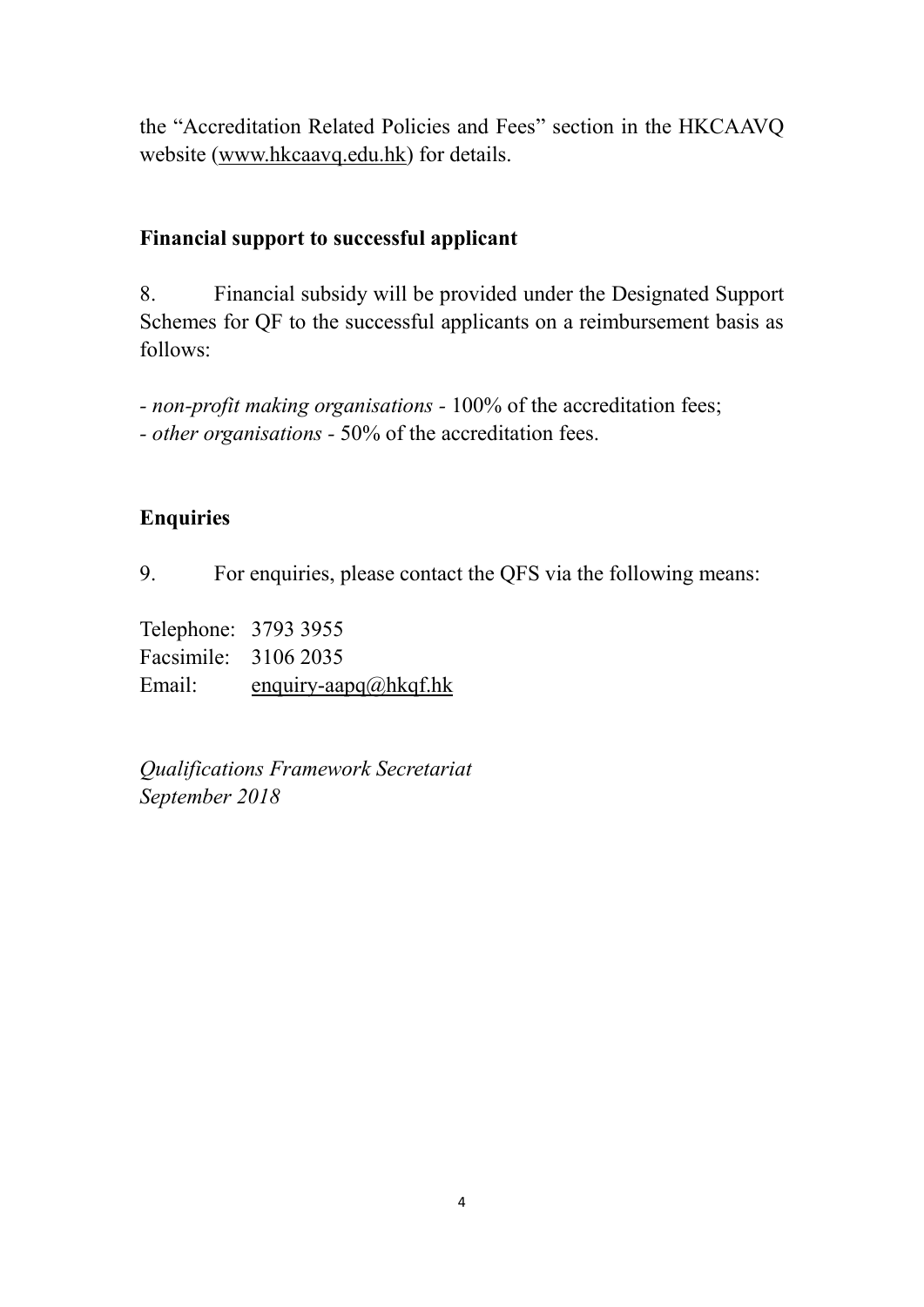the "Accreditation Related Policies and Fees" section in the HKCAAVQ website (www.hkcaavq.edu.hk) for details.

## Financial support to successful applicant

8. Financial subsidy will be provided under the Designated Support Schemes for QF to the successful applicants on a reimbursement basis as follows:

- *non-profit making organisations* - 100% of the accreditation fees;
- *other organisations* - 50% of the accreditation fees.

## Enquiries

9. For enquiries, please contact the QFS via the following means:

Telephone: 3793 3955
Facsimile: 3106 2035
Email: enquiry-aapq@hkqf.hk

*Qualifications Framework Secretariat*
*September 2018*